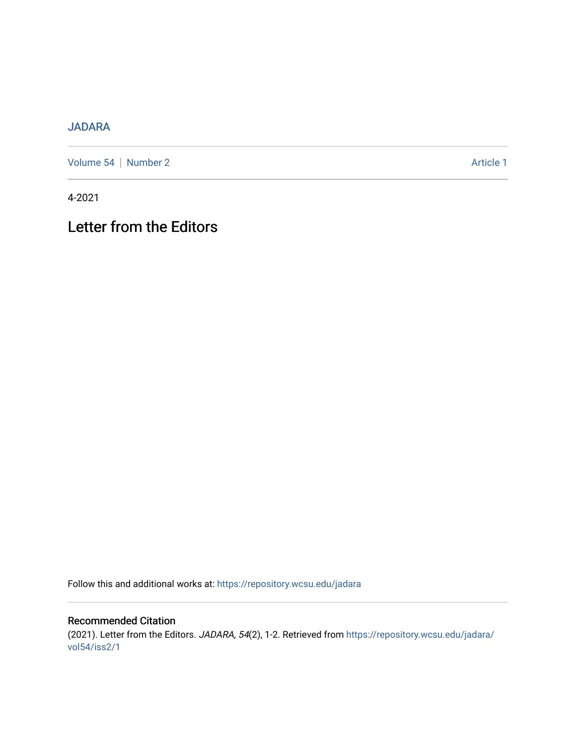JADARA

Volume 54 | Number 2 Article 1

4-2021

# Letter from the Editors

Follow this and additional works at: https://repository.wcsu.edu/jadara

## Recommended Citation

(2021). Letter from the Editors. *JADARA, 54*(2), 1-2. Retrieved from https://repository.wcsu.edu/jadara/vol54/iss2/1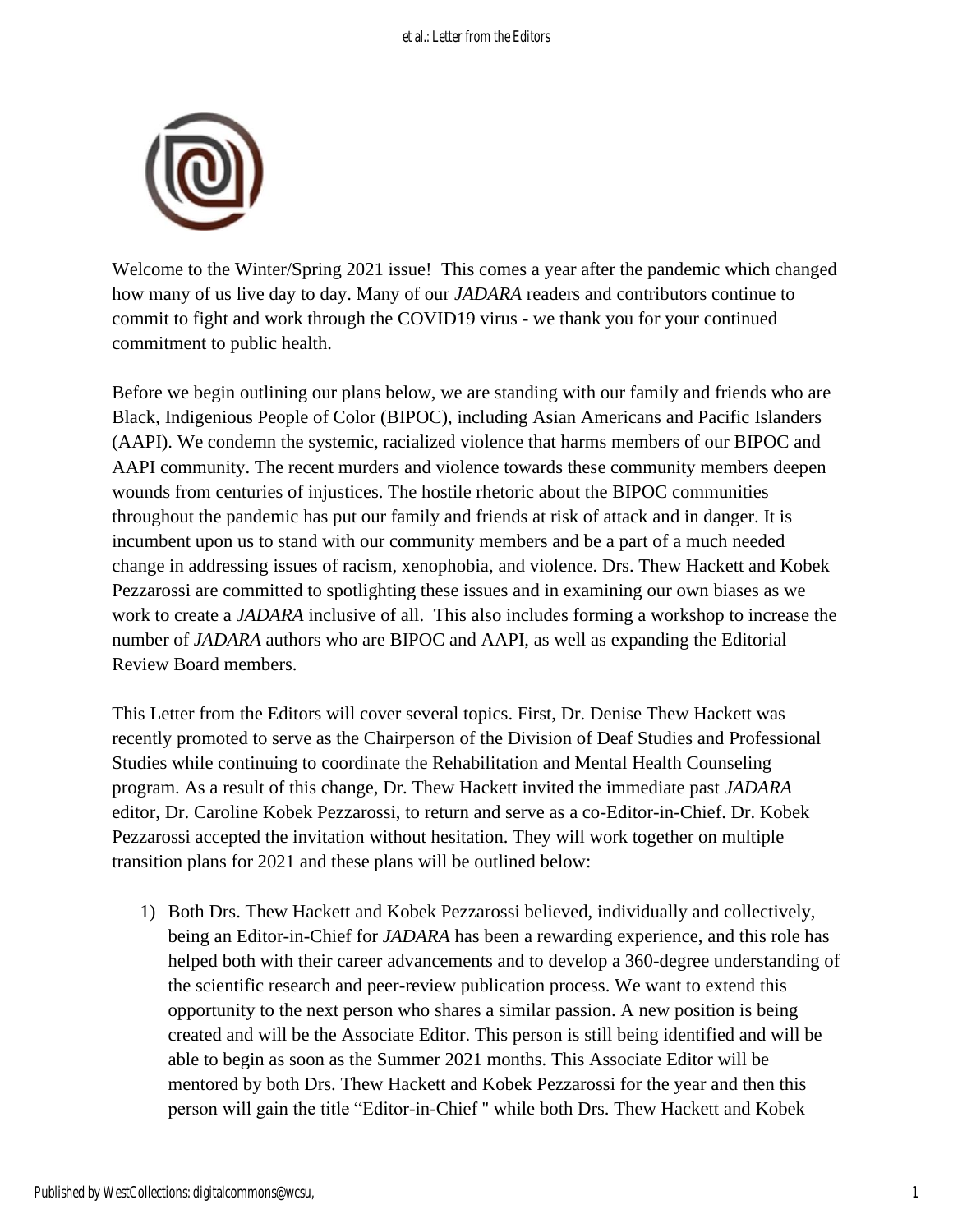Welcome to the Winter/Spring 2021 issue! This comes a year after the pandemic which changed how many of us live day to day. Many of our *JADARA* readers and contributors continue to commit to fight and work through the COVID19 virus - we thank you for your continued commitment to public health.

Before we begin outlining our plans below, we are standing with our family and friends who are Black, Indigenious People of Color (BIPOC), including Asian Americans and Pacific Islanders (AAPI). We condemn the systemic, racialized violence that harms members of our BIPOC and AAPI community. The recent murders and violence towards these community members deepen wounds from centuries of injustices. The hostile rhetoric about the BIPOC communities throughout the pandemic has put our family and friends at risk of attack and in danger. It is incumbent upon us to stand with our community members and be a part of a much needed change in addressing issues of racism, xenophobia, and violence. Drs. Thew Hackett and Kobek Pezzarossi are committed to spotlighting these issues and in examining our own biases as we work to create a *JADARA* inclusive of all. This also includes forming a workshop to increase the number of *JADARA* authors who are BIPOC and AAPI, as well as expanding the Editorial Review Board members.

This Letter from the Editors will cover several topics. First, Dr. Denise Thew Hackett was recently promoted to serve as the Chairperson of the Division of Deaf Studies and Professional Studies while continuing to coordinate the Rehabilitation and Mental Health Counseling program. As a result of this change, Dr. Thew Hackett invited the immediate past *JADARA* editor, Dr. Caroline Kobek Pezzarossi, to return and serve as a co-Editor-in-Chief. Dr. Kobek Pezzarossi accepted the invitation without hesitation. They will work together on multiple transition plans for 2021 and these plans will be outlined below:

1) Both Drs. Thew Hackett and Kobek Pezzarossi believed, individually and collectively, being an Editor-in-Chief for *JADARA* has been a rewarding experience, and this role has helped both with their career advancements and to develop a 360-degree understanding of the scientific research and peer-review publication process. We want to extend this opportunity to the next person who shares a similar passion. A new position is being created and will be the Associate Editor. This person is still being identified and will be able to begin as soon as the Summer 2021 months. This Associate Editor will be mentored by both Drs. Thew Hackett and Kobek Pezzarossi for the year and then this person will gain the title "Editor-in-Chief " while both Drs. Thew Hackett and Kobek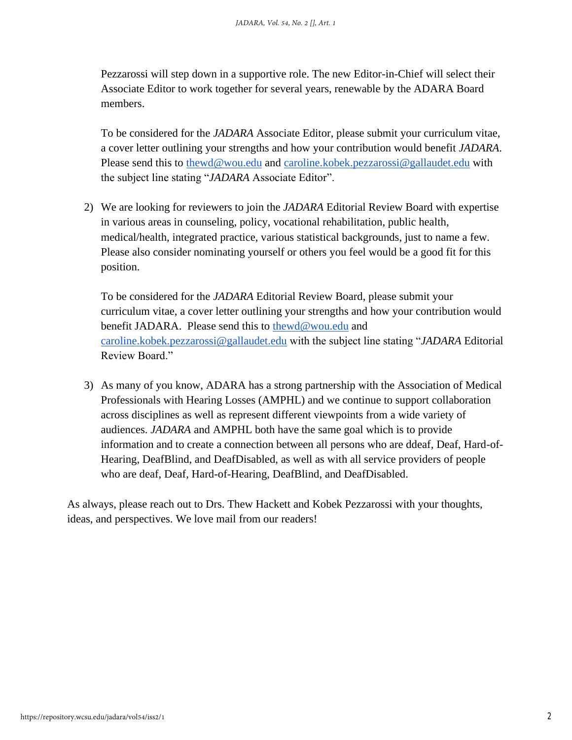Pezzarossi will step down in a supportive role. The new Editor-in-Chief will select their Associate Editor to work together for several years, renewable by the ADARA Board members.

To be considered for the *JADARA* Associate Editor, please submit your curriculum vitae, a cover letter outlining your strengths and how your contribution would benefit *JADARA*. Please send this to thewd@wou.edu and caroline.kobek.pezzarossi@gallaudet.edu with the subject line stating "*JADARA* Associate Editor".

2) We are looking for reviewers to join the *JADARA* Editorial Review Board with expertise in various areas in counseling, policy, vocational rehabilitation, public health, medical/health, integrated practice, various statistical backgrounds, just to name a few. Please also consider nominating yourself or others you feel would be a good fit for this position.

   To be considered for the *JADARA* Editorial Review Board, please submit your curriculum vitae, a cover letter outlining your strengths and how your contribution would benefit JADARA. Please send this to thewd@wou.edu and caroline.kobek.pezzarossi@gallaudet.edu with the subject line stating "*JADARA* Editorial Review Board."

3) As many of you know, ADARA has a strong partnership with the Association of Medical Professionals with Hearing Losses (AMPHL) and we continue to support collaboration across disciplines as well as represent different viewpoints from a wide variety of audiences. *JADARA* and AMPHL both have the same goal which is to provide information and to create a connection between all persons who are ddeaf, Deaf, Hard-of-Hearing, DeafBlind, and DeafDisabled, as well as with all service providers of people who are deaf, Deaf, Hard-of-Hearing, DeafBlind, and DeafDisabled.

As always, please reach out to Drs. Thew Hackett and Kobek Pezzarossi with your thoughts, ideas, and perspectives. We love mail from our readers!